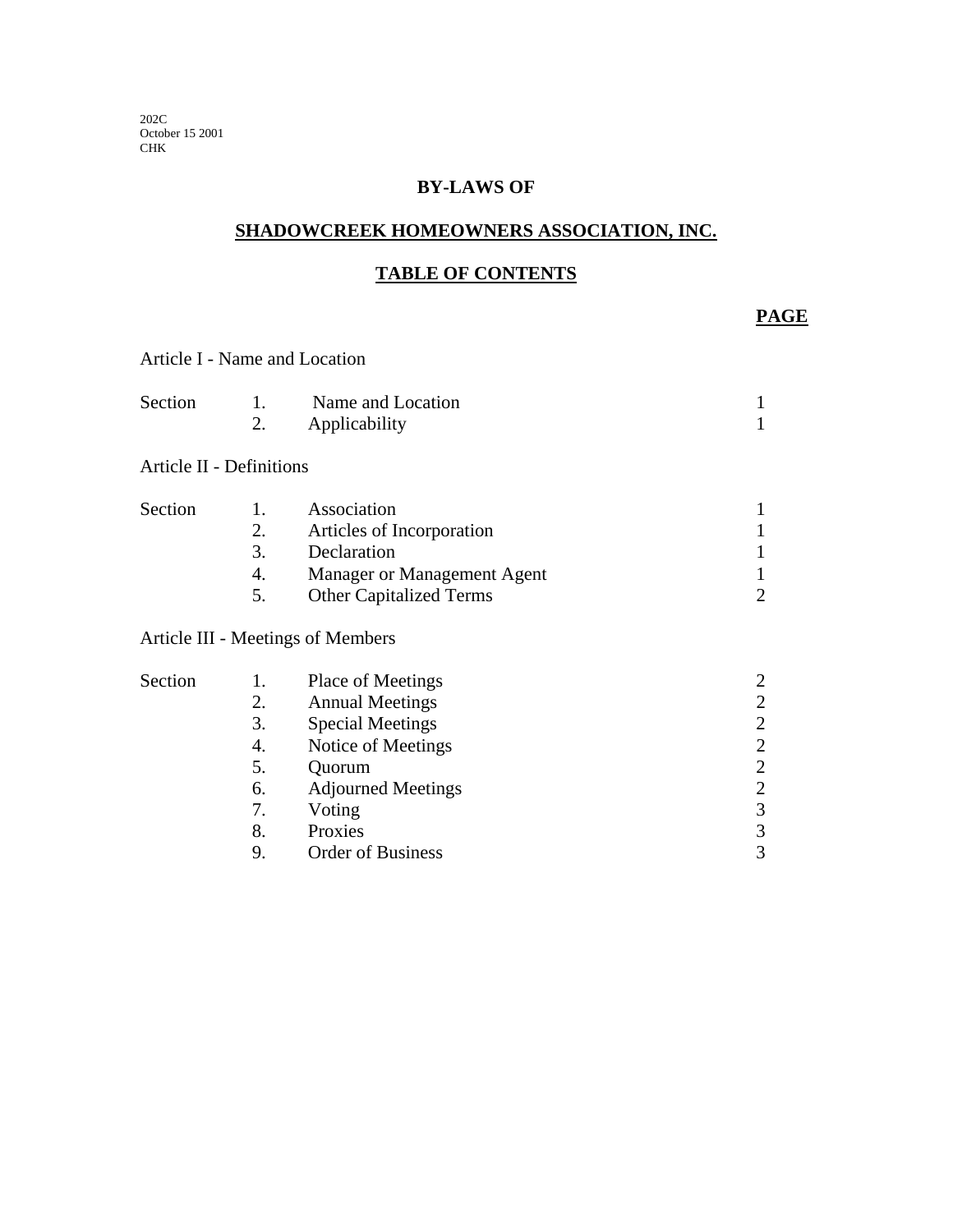202C
October 15 2001
CHK

# BY-LAWS OF

## SHADOWCREEK HOMEOWNERS ASSOCIATION, INC.

## TABLE OF CONTENTS

| | | | **PAGE** |
|---|---|---|---|
| Article I - Name and Location | | | |
| Section | 1. | Name and Location | 1 |
| | 2. | Applicability | 1 |
| Article II - Definitions | | | |
| Section | 1. | Association | 1 |
| | 2. | Articles of Incorporation | 1 |
| | 3. | Declaration | 1 |
| | 4. | Manager or Management Agent | 1 |
| | 5. | Other Capitalized Terms | 2 |
| Article III - Meetings of Members | | | |
| Section | 1. | Place of Meetings | 2 |
| | 2. | Annual Meetings | 2 |
| | 3. | Special Meetings | 2 |
| | 4. | Notice of Meetings | 2 |
| | 5. | Quorum | 2 |
| | 6. | Adjourned Meetings | 2 |
| | 7. | Voting | 3 |
| | 8. | Proxies | 3 |
| | 9. | Order of Business | 3 |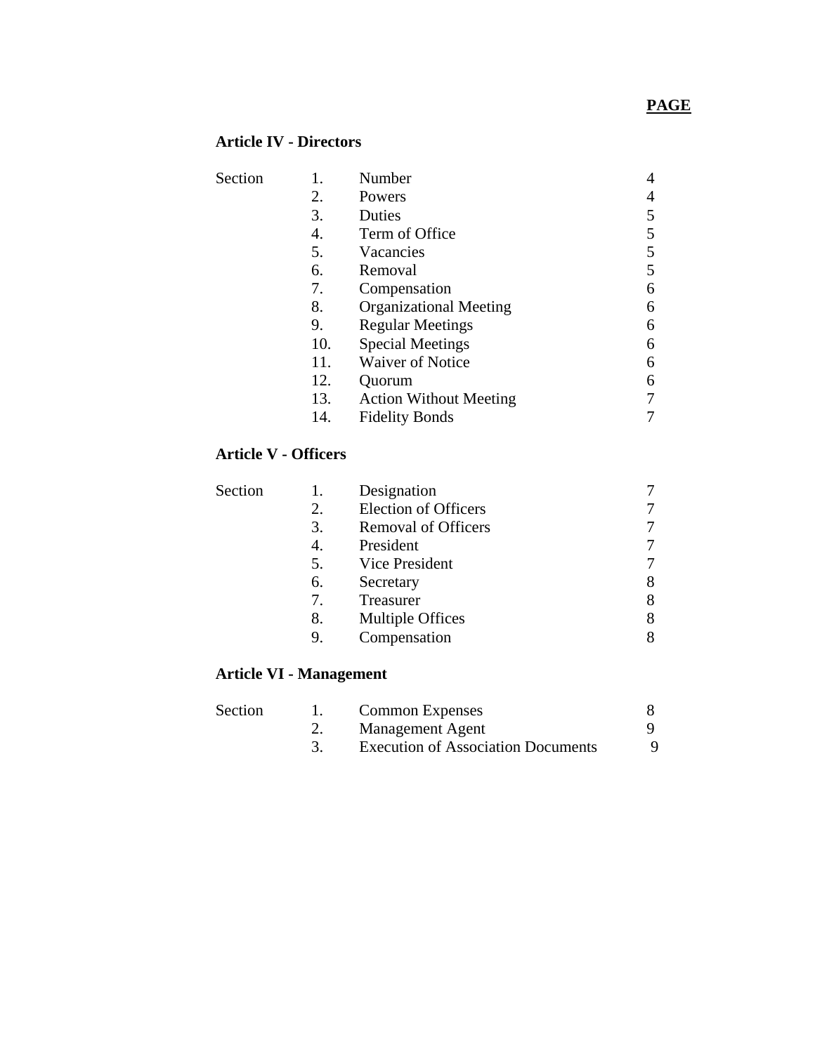**PAGE**

**Article IV - Directors**

| Section | | | |
|---|---|---|---|
| Section | 1. | Number | 4 |
| | 2. | Powers | 4 |
| | 3. | Duties | 5 |
| | 4. | Term of Office | 5 |
| | 5. | Vacancies | 5 |
| | 6. | Removal | 5 |
| | 7. | Compensation | 6 |
| | 8. | Organizational Meeting | 6 |
| | 9. | Regular Meetings | 6 |
| | 10. | Special Meetings | 6 |
| | 11. | Waiver of Notice | 6 |
| | 12. | Quorum | 6 |
| | 13. | Action Without Meeting | 7 |
| | 14. | Fidelity Bonds | 7 |

**Article V - Officers**

| Section | | | |
|---|---|---|---|
| Section | 1. | Designation | 7 |
| | 2. | Election of Officers | 7 |
| | 3. | Removal of Officers | 7 |
| | 4. | President | 7 |
| | 5. | Vice President | 7 |
| | 6. | Secretary | 8 |
| | 7. | Treasurer | 8 |
| | 8. | Multiple Offices | 8 |
| | 9. | Compensation | 8 |

**Article VI - Management**

| Section | | | |
|---|---|---|---|
| Section | 1. | Common Expenses | 8 |
| | 2. | Management Agent | 9 |
| | 3. | Execution of Association Documents | 9 |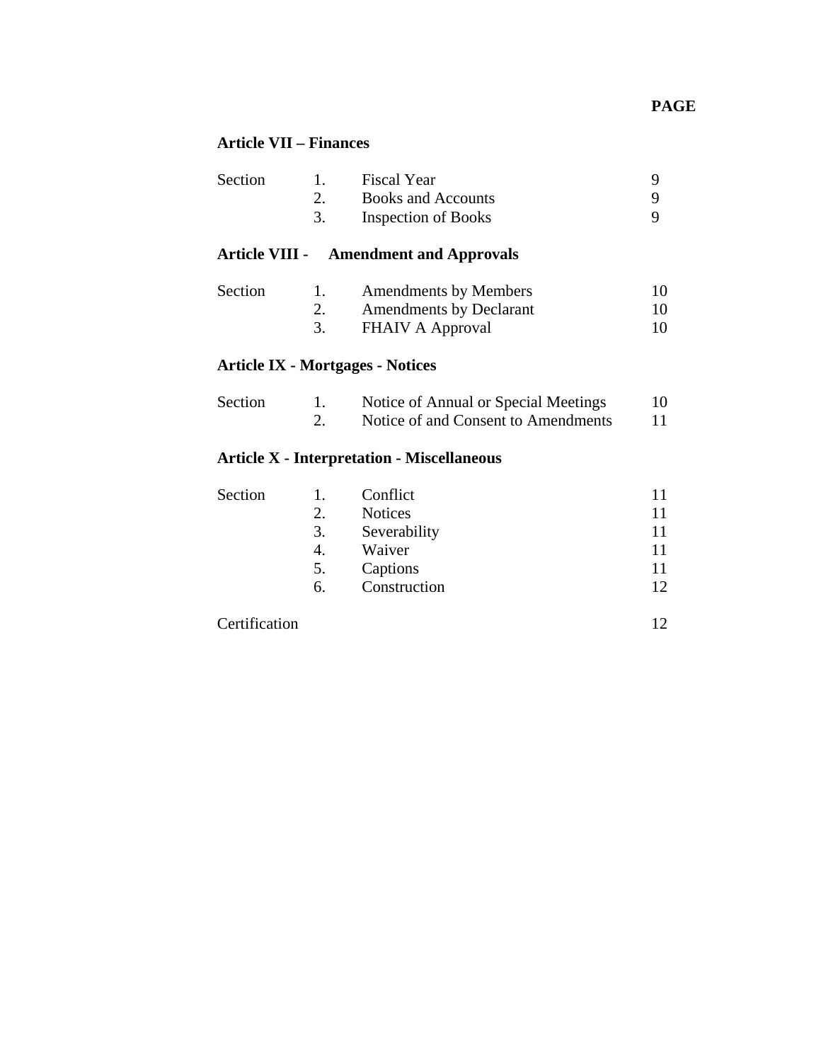| | | | PAGE |
|---|---|---|---|
| **Article VII – Finances** | | | |
| Section | 1. | Fiscal Year | 9 |
| | 2. | Books and Accounts | 9 |
| | 3. | Inspection of Books | 9 |
| **Article VIII - Amendment and Approvals** | | | |
| Section | 1. | Amendments by Members | 10 |
| | 2. | Amendments by Declarant | 10 |
| | 3. | FHAIV A Approval | 10 |
| **Article IX - Mortgages - Notices** | | | |
| Section | 1. | Notice of Annual or Special Meetings | 10 |
| | 2. | Notice of and Consent to Amendments | 11 |
| **Article X - Interpretation - Miscellaneous** | | | |
| Section | 1. | Conflict | 11 |
| | 2. | Notices | 11 |
| | 3. | Severability | 11 |
| | 4. | Waiver | 11 |
| | 5. | Captions | 11 |
| | 6. | Construction | 12 |
| Certification | | | 12 |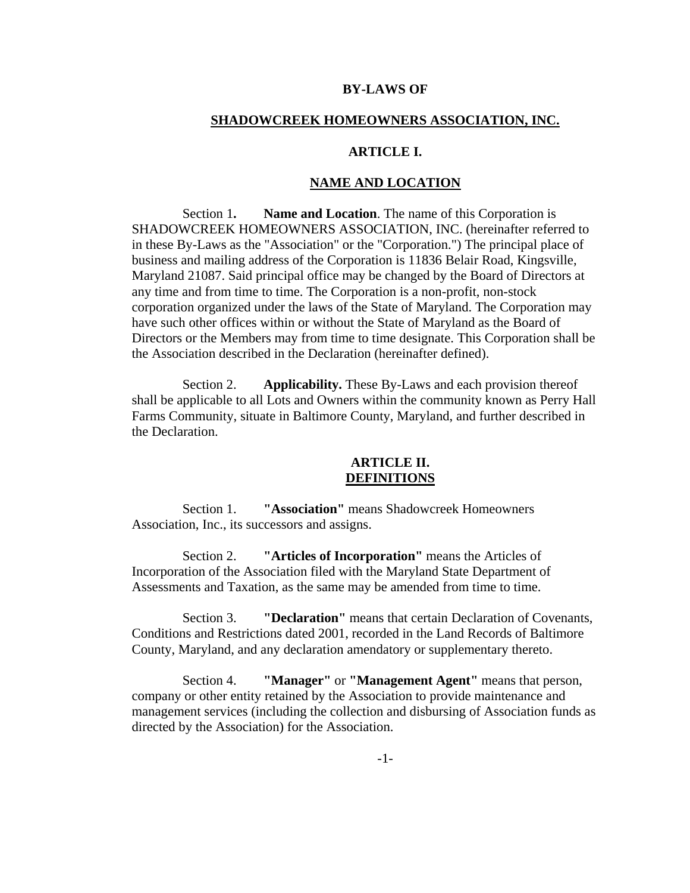# BY-LAWS OF

# SHADOWCREEK HOMEOWNERS ASSOCIATION, INC.

## ARTICLE I.

## NAME AND LOCATION

Section 1. **Name and Location**. The name of this Corporation is SHADOWCREEK HOMEOWNERS ASSOCIATION, INC. (hereinafter referred to in these By-Laws as the "Association" or the "Corporation.") The principal place of business and mailing address of the Corporation is 11836 Belair Road, Kingsville, Maryland 21087. Said principal office may be changed by the Board of Directors at any time and from time to time. The Corporation is a non-profit, non-stock corporation organized under the laws of the State of Maryland. The Corporation may have such other offices within or without the State of Maryland as the Board of Directors or the Members may from time to time designate. This Corporation shall be the Association described in the Declaration (hereinafter defined).

Section 2. **Applicability.** These By-Laws and each provision thereof shall be applicable to all Lots and Owners within the community known as Perry Hall Farms Community, situate in Baltimore County, Maryland, and further described in the Declaration.

## ARTICLE II.
## DEFINITIONS

Section 1. **"Association"** means Shadowcreek Homeowners Association, Inc., its successors and assigns.

Section 2. **"Articles of Incorporation"** means the Articles of Incorporation of the Association filed with the Maryland State Department of Assessments and Taxation, as the same may be amended from time to time.

Section 3. **"Declaration"** means that certain Declaration of Covenants, Conditions and Restrictions dated 2001, recorded in the Land Records of Baltimore County, Maryland, and any declaration amendatory or supplementary thereto.

Section 4. **"Manager"** or **"Management Agent"** means that person, company or other entity retained by the Association to provide maintenance and management services (including the collection and disbursing of Association funds as directed by the Association) for the Association.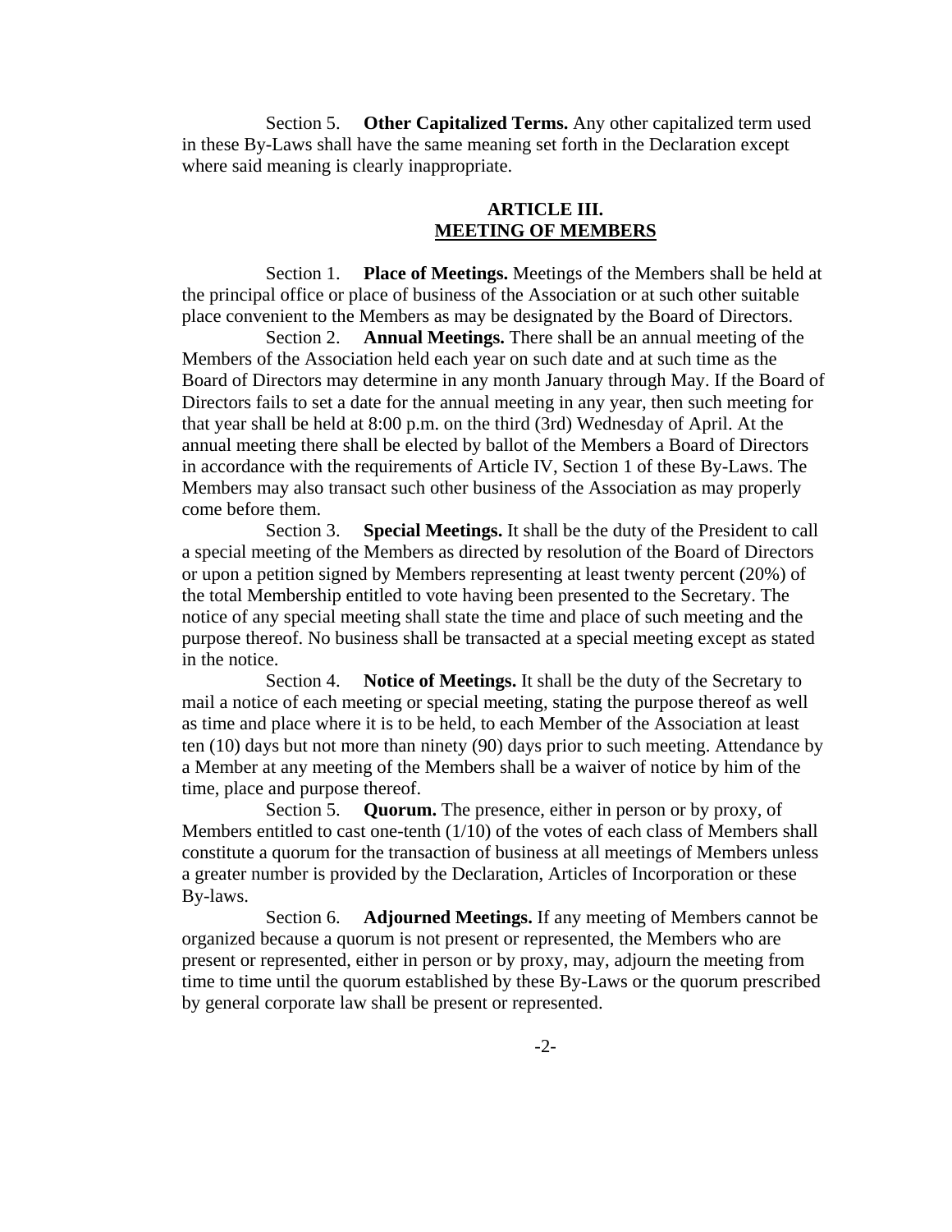Section 5. **Other Capitalized Terms.** Any other capitalized term used in these By-Laws shall have the same meaning set forth in the Declaration except where said meaning is clearly inappropriate.

## ARTICLE III.
## MEETING OF MEMBERS

Section 1. **Place of Meetings.** Meetings of the Members shall be held at the principal office or place of business of the Association or at such other suitable place convenient to the Members as may be designated by the Board of Directors.

Section 2. **Annual Meetings.** There shall be an annual meeting of the Members of the Association held each year on such date and at such time as the Board of Directors may determine in any month January through May. If the Board of Directors fails to set a date for the annual meeting in any year, then such meeting for that year shall be held at 8:00 p.m. on the third (3rd) Wednesday of April. At the annual meeting there shall be elected by ballot of the Members a Board of Directors in accordance with the requirements of Article IV, Section 1 of these By-Laws. The Members may also transact such other business of the Association as may properly come before them.

Section 3. **Special Meetings.** It shall be the duty of the President to call a special meeting of the Members as directed by resolution of the Board of Directors or upon a petition signed by Members representing at least twenty percent (20%) of the total Membership entitled to vote having been presented to the Secretary. The notice of any special meeting shall state the time and place of such meeting and the purpose thereof. No business shall be transacted at a special meeting except as stated in the notice.

Section 4. **Notice of Meetings.** It shall be the duty of the Secretary to mail a notice of each meeting or special meeting, stating the purpose thereof as well as time and place where it is to be held, to each Member of the Association at least ten (10) days but not more than ninety (90) days prior to such meeting. Attendance by a Member at any meeting of the Members shall be a waiver of notice by him of the time, place and purpose thereof.

Section 5. **Quorum.** The presence, either in person or by proxy, of Members entitled to cast one-tenth (1/10) of the votes of each class of Members shall constitute a quorum for the transaction of business at all meetings of Members unless a greater number is provided by the Declaration, Articles of Incorporation or these By-laws.

Section 6. **Adjourned Meetings.** If any meeting of Members cannot be organized because a quorum is not present or represented, the Members who are present or represented, either in person or by proxy, may, adjourn the meeting from time to time until the quorum established by these By-Laws or the quorum prescribed by general corporate law shall be present or represented.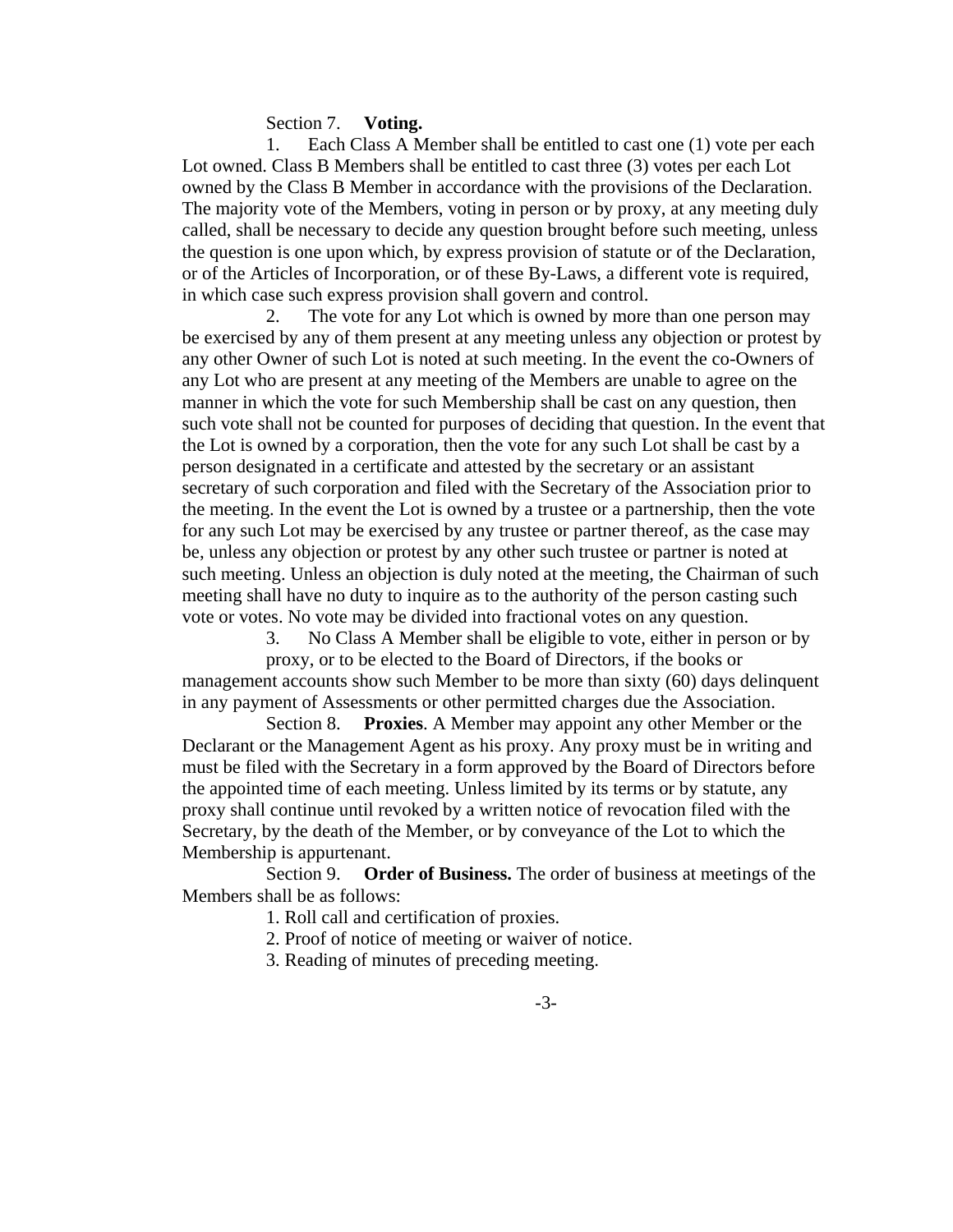Section 7. **Voting.**

1. Each Class A Member shall be entitled to cast one (1) vote per each Lot owned. Class B Members shall be entitled to cast three (3) votes per each Lot owned by the Class B Member in accordance with the provisions of the Declaration. The majority vote of the Members, voting in person or by proxy, at any meeting duly called, shall be necessary to decide any question brought before such meeting, unless the question is one upon which, by express provision of statute or of the Declaration, or of the Articles of Incorporation, or of these By-Laws, a different vote is required, in which case such express provision shall govern and control.

2. The vote for any Lot which is owned by more than one person may be exercised by any of them present at any meeting unless any objection or protest by any other Owner of such Lot is noted at such meeting. In the event the co-Owners of any Lot who are present at any meeting of the Members are unable to agree on the manner in which the vote for such Membership shall be cast on any question, then such vote shall not be counted for purposes of deciding that question. In the event that the Lot is owned by a corporation, then the vote for any such Lot shall be cast by a person designated in a certificate and attested by the secretary or an assistant secretary of such corporation and filed with the Secretary of the Association prior to the meeting. In the event the Lot is owned by a trustee or a partnership, then the vote for any such Lot may be exercised by any trustee or partner thereof, as the case may be, unless any objection or protest by any other such trustee or partner is noted at such meeting. Unless an objection is duly noted at the meeting, the Chairman of such meeting shall have no duty to inquire as to the authority of the person casting such vote or votes. No vote may be divided into fractional votes on any question.

3. No Class A Member shall be eligible to vote, either in person or by proxy, or to be elected to the Board of Directors, if the books or management accounts show such Member to be more than sixty (60) days delinquent in any payment of Assessments or other permitted charges due the Association.

Section 8. **Proxies**. A Member may appoint any other Member or the Declarant or the Management Agent as his proxy. Any proxy must be in writing and must be filed with the Secretary in a form approved by the Board of Directors before the appointed time of each meeting. Unless limited by its terms or by statute, any proxy shall continue until revoked by a written notice of revocation filed with the Secretary, by the death of the Member, or by conveyance of the Lot to which the Membership is appurtenant.

Section 9. **Order of Business.** The order of business at meetings of the Members shall be as follows:

1. Roll call and certification of proxies.
2. Proof of notice of meeting or waiver of notice.
3. Reading of minutes of preceding meeting.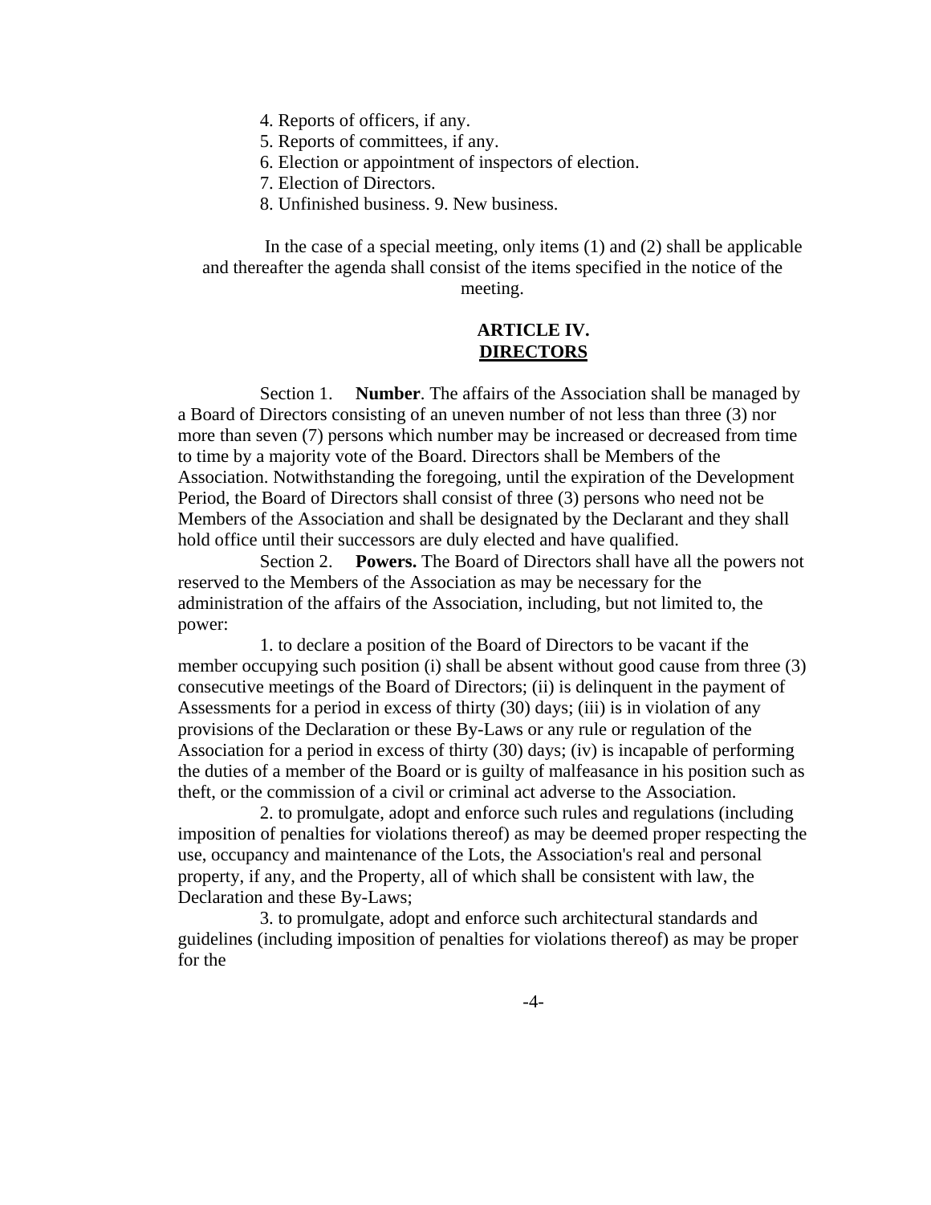4. Reports of officers, if any.
5. Reports of committees, if any.
6. Election or appointment of inspectors of election.
7. Election of Directors.
8. Unfinished business. 9. New business.

In the case of a special meeting, only items (1) and (2) shall be applicable and thereafter the agenda shall consist of the items specified in the notice of the meeting.

## ARTICLE IV.
## DIRECTORS

Section 1. **Number**. The affairs of the Association shall be managed by a Board of Directors consisting of an uneven number of not less than three (3) nor more than seven (7) persons which number may be increased or decreased from time to time by a majority vote of the Board. Directors shall be Members of the Association. Notwithstanding the foregoing, until the expiration of the Development Period, the Board of Directors shall consist of three (3) persons who need not be Members of the Association and shall be designated by the Declarant and they shall hold office until their successors are duly elected and have qualified.

Section 2. **Powers.** The Board of Directors shall have all the powers not reserved to the Members of the Association as may be necessary for the administration of the affairs of the Association, including, but not limited to, the power:

1. to declare a position of the Board of Directors to be vacant if the member occupying such position (i) shall be absent without good cause from three (3) consecutive meetings of the Board of Directors; (ii) is delinquent in the payment of Assessments for a period in excess of thirty (30) days; (iii) is in violation of any provisions of the Declaration or these By-Laws or any rule or regulation of the Association for a period in excess of thirty (30) days; (iv) is incapable of performing the duties of a member of the Board or is guilty of malfeasance in his position such as theft, or the commission of a civil or criminal act adverse to the Association.

2. to promulgate, adopt and enforce such rules and regulations (including imposition of penalties for violations thereof) as may be deemed proper respecting the use, occupancy and maintenance of the Lots, the Association's real and personal property, if any, and the Property, all of which shall be consistent with law, the Declaration and these By-Laws;

3. to promulgate, adopt and enforce such architectural standards and guidelines (including imposition of penalties for violations thereof) as may be proper for the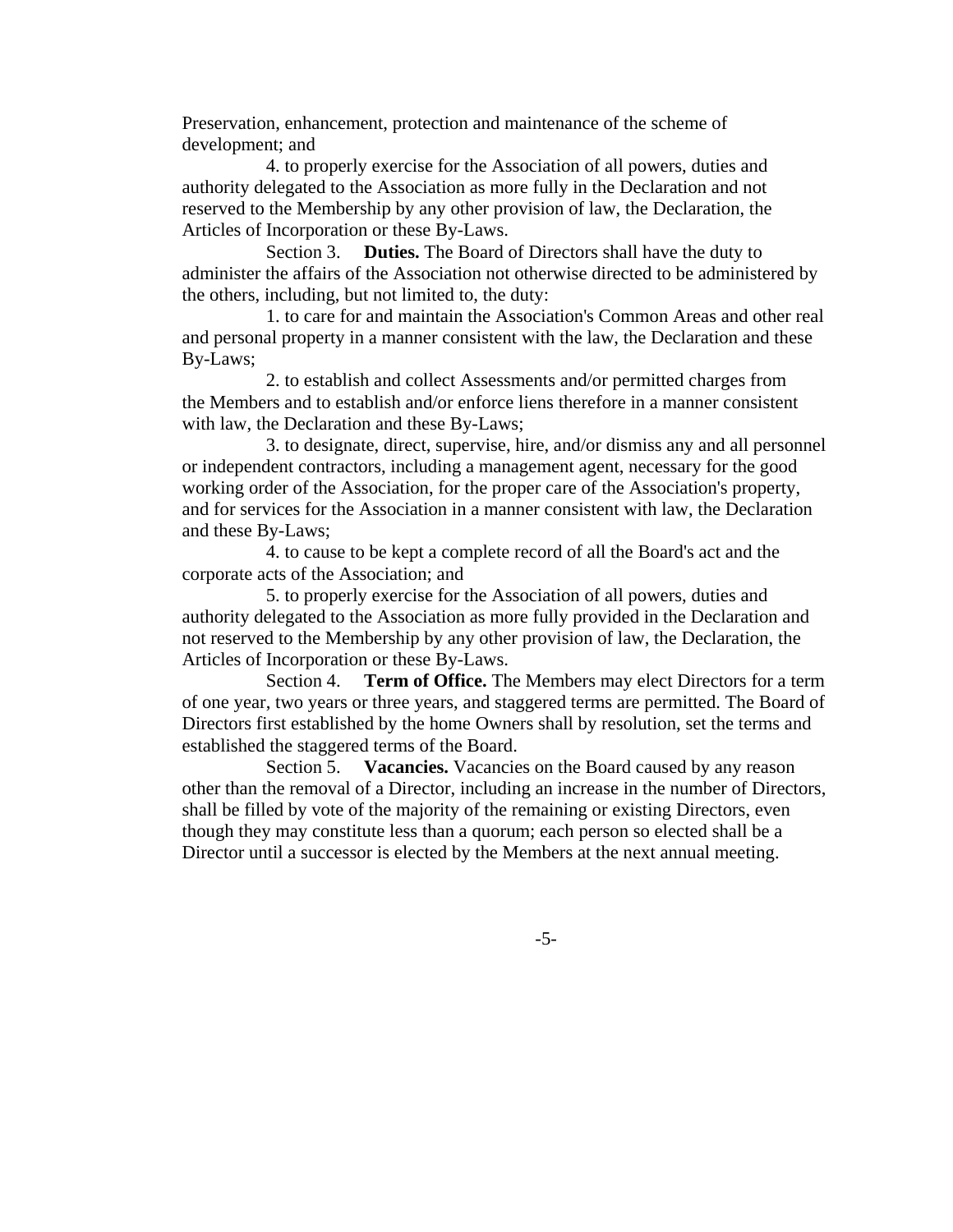Preservation, enhancement, protection and maintenance of the scheme of development; and

4. to properly exercise for the Association of all powers, duties and authority delegated to the Association as more fully in the Declaration and not reserved to the Membership by any other provision of law, the Declaration, the Articles of Incorporation or these By-Laws.

Section 3. **Duties.** The Board of Directors shall have the duty to administer the affairs of the Association not otherwise directed to be administered by the others, including, but not limited to, the duty:

1. to care for and maintain the Association's Common Areas and other real and personal property in a manner consistent with the law, the Declaration and these By-Laws;

2. to establish and collect Assessments and/or permitted charges from the Members and to establish and/or enforce liens therefore in a manner consistent with law, the Declaration and these By-Laws;

3. to designate, direct, supervise, hire, and/or dismiss any and all personnel or independent contractors, including a management agent, necessary for the good working order of the Association, for the proper care of the Association's property, and for services for the Association in a manner consistent with law, the Declaration and these By-Laws;

4. to cause to be kept a complete record of all the Board's act and the corporate acts of the Association; and

5. to properly exercise for the Association of all powers, duties and authority delegated to the Association as more fully provided in the Declaration and not reserved to the Membership by any other provision of law, the Declaration, the Articles of Incorporation or these By-Laws.

Section 4. **Term of Office.** The Members may elect Directors for a term of one year, two years or three years, and staggered terms are permitted. The Board of Directors first established by the home Owners shall by resolution, set the terms and established the staggered terms of the Board.

Section 5. **Vacancies.** Vacancies on the Board caused by any reason other than the removal of a Director, including an increase in the number of Directors, shall be filled by vote of the majority of the remaining or existing Directors, even though they may constitute less than a quorum; each person so elected shall be a Director until a successor is elected by the Members at the next annual meeting.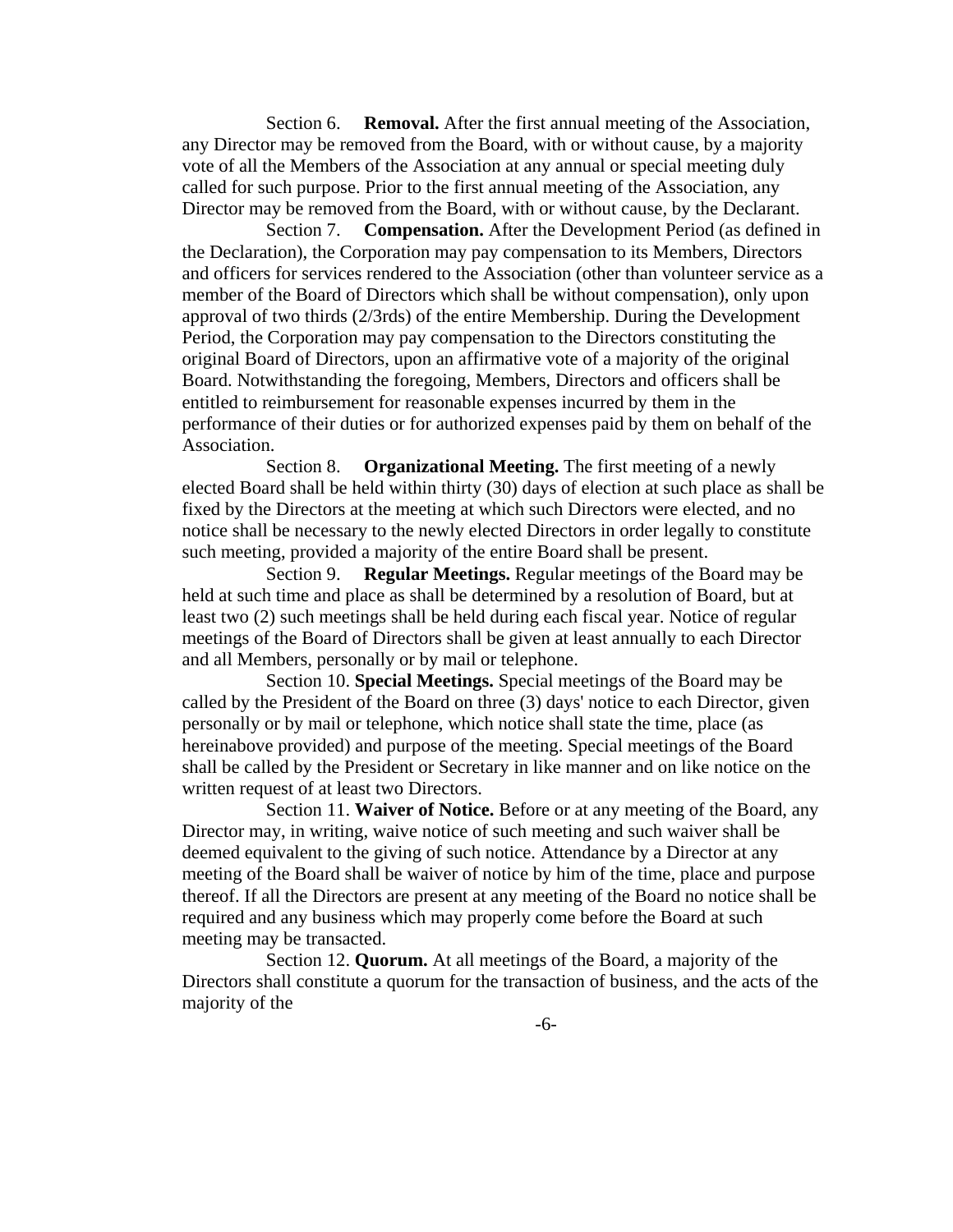Section 6. **Removal.** After the first annual meeting of the Association, any Director may be removed from the Board, with or without cause, by a majority vote of all the Members of the Association at any annual or special meeting duly called for such purpose. Prior to the first annual meeting of the Association, any Director may be removed from the Board, with or without cause, by the Declarant.

Section 7. **Compensation.** After the Development Period (as defined in the Declaration), the Corporation may pay compensation to its Members, Directors and officers for services rendered to the Association (other than volunteer service as a member of the Board of Directors which shall be without compensation), only upon approval of two thirds (2/3rds) of the entire Membership. During the Development Period, the Corporation may pay compensation to the Directors constituting the original Board of Directors, upon an affirmative vote of a majority of the original Board. Notwithstanding the foregoing, Members, Directors and officers shall be entitled to reimbursement for reasonable expenses incurred by them in the performance of their duties or for authorized expenses paid by them on behalf of the Association.

Section 8. **Organizational Meeting.** The first meeting of a newly elected Board shall be held within thirty (30) days of election at such place as shall be fixed by the Directors at the meeting at which such Directors were elected, and no notice shall be necessary to the newly elected Directors in order legally to constitute such meeting, provided a majority of the entire Board shall be present.

Section 9. **Regular Meetings.** Regular meetings of the Board may be held at such time and place as shall be determined by a resolution of Board, but at least two (2) such meetings shall be held during each fiscal year. Notice of regular meetings of the Board of Directors shall be given at least annually to each Director and all Members, personally or by mail or telephone.

Section 10. **Special Meetings.** Special meetings of the Board may be called by the President of the Board on three (3) days' notice to each Director, given personally or by mail or telephone, which notice shall state the time, place (as hereinabove provided) and purpose of the meeting. Special meetings of the Board shall be called by the President or Secretary in like manner and on like notice on the written request of at least two Directors.

Section 11. **Waiver of Notice.** Before or at any meeting of the Board, any Director may, in writing, waive notice of such meeting and such waiver shall be deemed equivalent to the giving of such notice. Attendance by a Director at any meeting of the Board shall be waiver of notice by him of the time, place and purpose thereof. If all the Directors are present at any meeting of the Board no notice shall be required and any business which may properly come before the Board at such meeting may be transacted.

Section 12. **Quorum.** At all meetings of the Board, a majority of the Directors shall constitute a quorum for the transaction of business, and the acts of the majority of the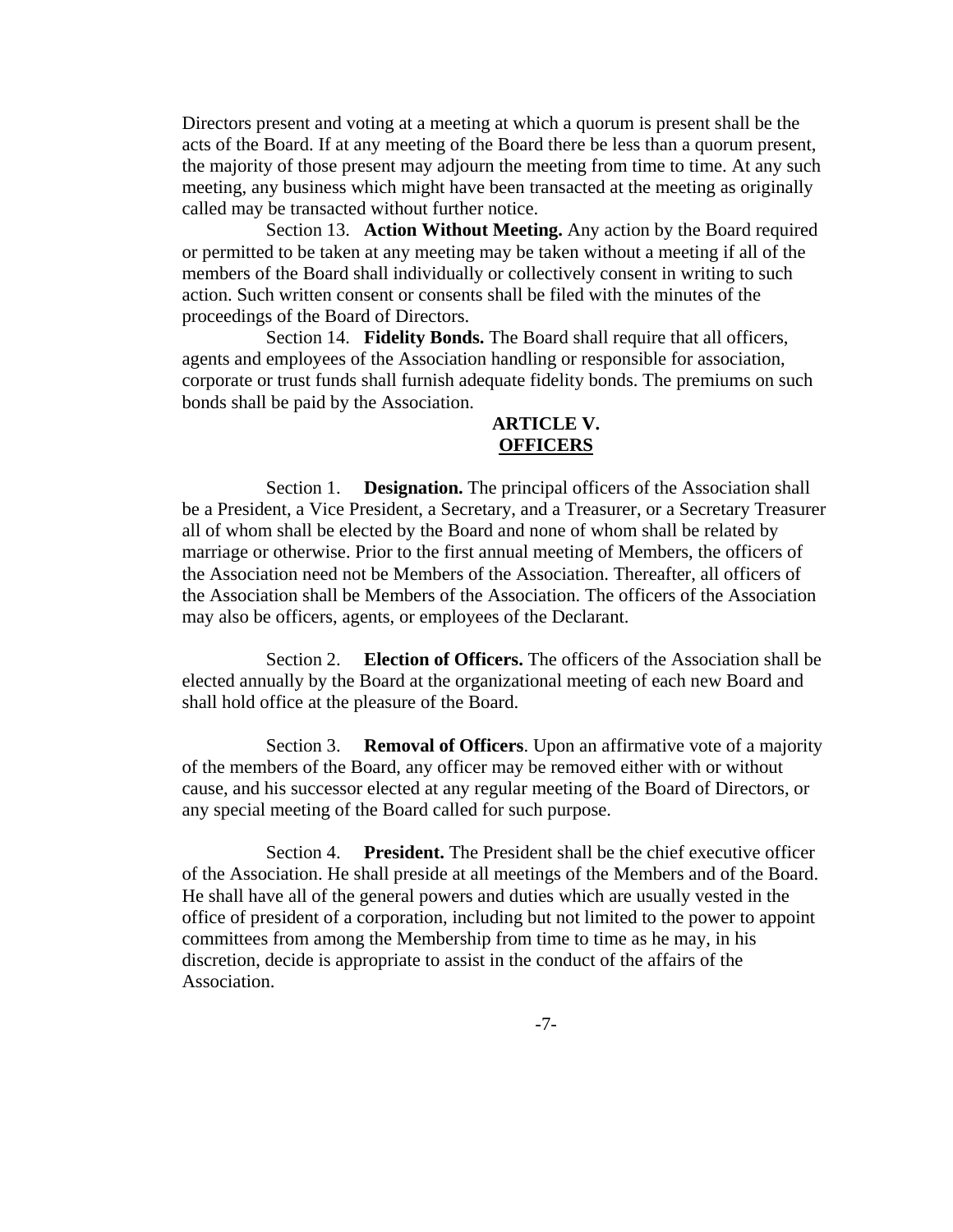Directors present and voting at a meeting at which a quorum is present shall be the acts of the Board. If at any meeting of the Board there be less than a quorum present, the majority of those present may adjourn the meeting from time to time. At any such meeting, any business which might have been transacted at the meeting as originally called may be transacted without further notice.

Section 13. **Action Without Meeting.** Any action by the Board required or permitted to be taken at any meeting may be taken without a meeting if all of the members of the Board shall individually or collectively consent in writing to such action. Such written consent or consents shall be filed with the minutes of the proceedings of the Board of Directors.

Section 14. **Fidelity Bonds.** The Board shall require that all officers, agents and employees of the Association handling or responsible for association, corporate or trust funds shall furnish adequate fidelity bonds. The premiums on such bonds shall be paid by the Association.

## ARTICLE V.
## OFFICERS

Section 1. **Designation.** The principal officers of the Association shall be a President, a Vice President, a Secretary, and a Treasurer, or a Secretary Treasurer all of whom shall be elected by the Board and none of whom shall be related by marriage or otherwise. Prior to the first annual meeting of Members, the officers of the Association need not be Members of the Association. Thereafter, all officers of the Association shall be Members of the Association. The officers of the Association may also be officers, agents, or employees of the Declarant.

Section 2. **Election of Officers.** The officers of the Association shall be elected annually by the Board at the organizational meeting of each new Board and shall hold office at the pleasure of the Board.

Section 3. **Removal of Officers**. Upon an affirmative vote of a majority of the members of the Board, any officer may be removed either with or without cause, and his successor elected at any regular meeting of the Board of Directors, or any special meeting of the Board called for such purpose.

Section 4. **President.** The President shall be the chief executive officer of the Association. He shall preside at all meetings of the Members and of the Board. He shall have all of the general powers and duties which are usually vested in the office of president of a corporation, including but not limited to the power to appoint committees from among the Membership from time to time as he may, in his discretion, decide is appropriate to assist in the conduct of the affairs of the Association.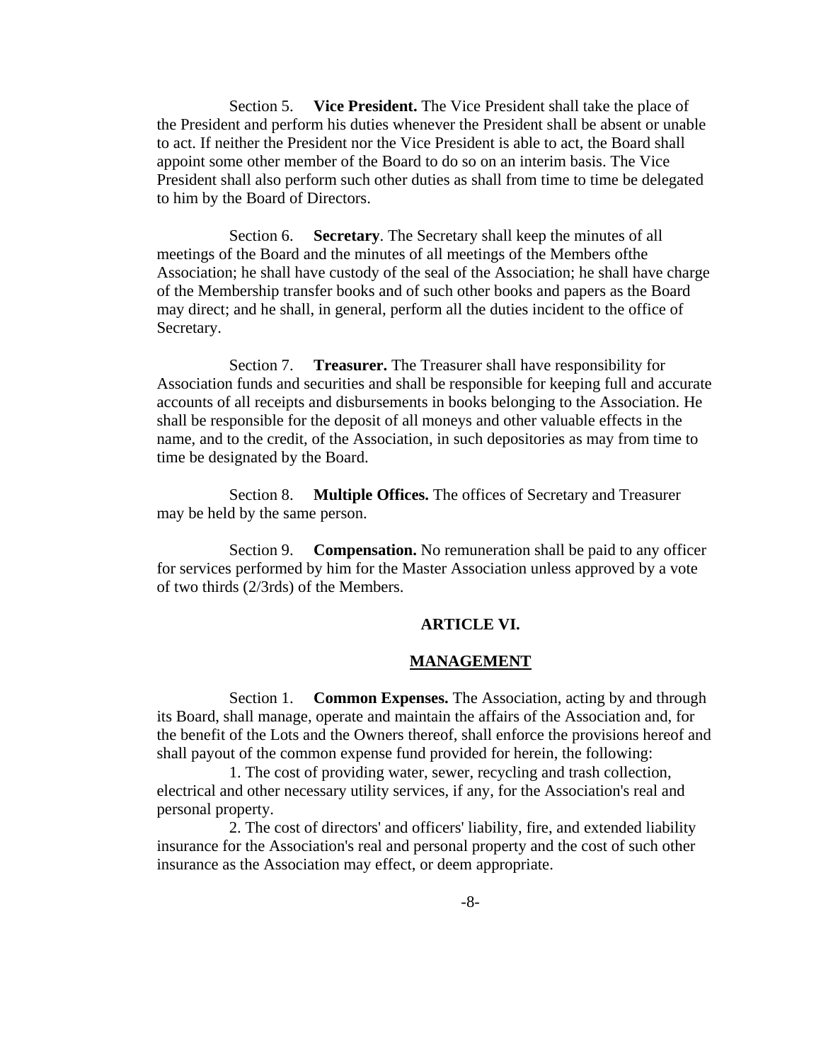Section 5. **Vice President.** The Vice President shall take the place of the President and perform his duties whenever the President shall be absent or unable to act. If neither the President nor the Vice President is able to act, the Board shall appoint some other member of the Board to do so on an interim basis. The Vice President shall also perform such other duties as shall from time to time be delegated to him by the Board of Directors.

Section 6. **Secretary**. The Secretary shall keep the minutes of all meetings of the Board and the minutes of all meetings of the Members ofthe Association; he shall have custody of the seal of the Association; he shall have charge of the Membership transfer books and of such other books and papers as the Board may direct; and he shall, in general, perform all the duties incident to the office of Secretary.

Section 7. **Treasurer.** The Treasurer shall have responsibility for Association funds and securities and shall be responsible for keeping full and accurate accounts of all receipts and disbursements in books belonging to the Association. He shall be responsible for the deposit of all moneys and other valuable effects in the name, and to the credit, of the Association, in such depositories as may from time to time be designated by the Board.

Section 8. **Multiple Offices.** The offices of Secretary and Treasurer may be held by the same person.

Section 9. **Compensation.** No remuneration shall be paid to any officer for services performed by him for the Master Association unless approved by a vote of two thirds (2/3rds) of the Members.

## ARTICLE VI.

## MANAGEMENT

Section 1. **Common Expenses.** The Association, acting by and through its Board, shall manage, operate and maintain the affairs of the Association and, for the benefit of the Lots and the Owners thereof, shall enforce the provisions hereof and shall payout of the common expense fund provided for herein, the following:

1. The cost of providing water, sewer, recycling and trash collection, electrical and other necessary utility services, if any, for the Association's real and personal property.

2. The cost of directors' and officers' liability, fire, and extended liability insurance for the Association's real and personal property and the cost of such other insurance as the Association may effect, or deem appropriate.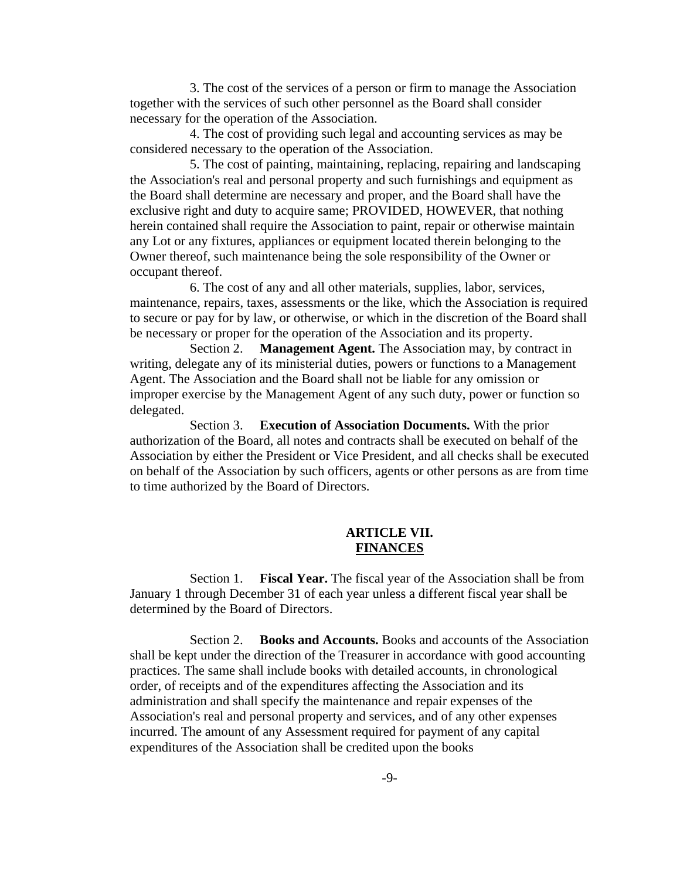3. The cost of the services of a person or firm to manage the Association together with the services of such other personnel as the Board shall consider necessary for the operation of the Association.

4. The cost of providing such legal and accounting services as may be considered necessary to the operation of the Association.

5. The cost of painting, maintaining, replacing, repairing and landscaping the Association's real and personal property and such furnishings and equipment as the Board shall determine are necessary and proper, and the Board shall have the exclusive right and duty to acquire same; PROVIDED, HOWEVER, that nothing herein contained shall require the Association to paint, repair or otherwise maintain any Lot or any fixtures, appliances or equipment located therein belonging to the Owner thereof, such maintenance being the sole responsibility of the Owner or occupant thereof.

6. The cost of any and all other materials, supplies, labor, services, maintenance, repairs, taxes, assessments or the like, which the Association is required to secure or pay for by law, or otherwise, or which in the discretion of the Board shall be necessary or proper for the operation of the Association and its property.

Section 2. **Management Agent.** The Association may, by contract in writing, delegate any of its ministerial duties, powers or functions to a Management Agent. The Association and the Board shall not be liable for any omission or improper exercise by the Management Agent of any such duty, power or function so delegated.

Section 3. **Execution of Association Documents.** With the prior authorization of the Board, all notes and contracts shall be executed on behalf of the Association by either the President or Vice President, and all checks shall be executed on behalf of the Association by such officers, agents or other persons as are from time to time authorized by the Board of Directors.

## ARTICLE VII.
## FINANCES

Section 1. **Fiscal Year.** The fiscal year of the Association shall be from January 1 through December 31 of each year unless a different fiscal year shall be determined by the Board of Directors.

Section 2. **Books and Accounts.** Books and accounts of the Association shall be kept under the direction of the Treasurer in accordance with good accounting practices. The same shall include books with detailed accounts, in chronological order, of receipts and of the expenditures affecting the Association and its administration and shall specify the maintenance and repair expenses of the Association's real and personal property and services, and of any other expenses incurred. The amount of any Assessment required for payment of any capital expenditures of the Association shall be credited upon the books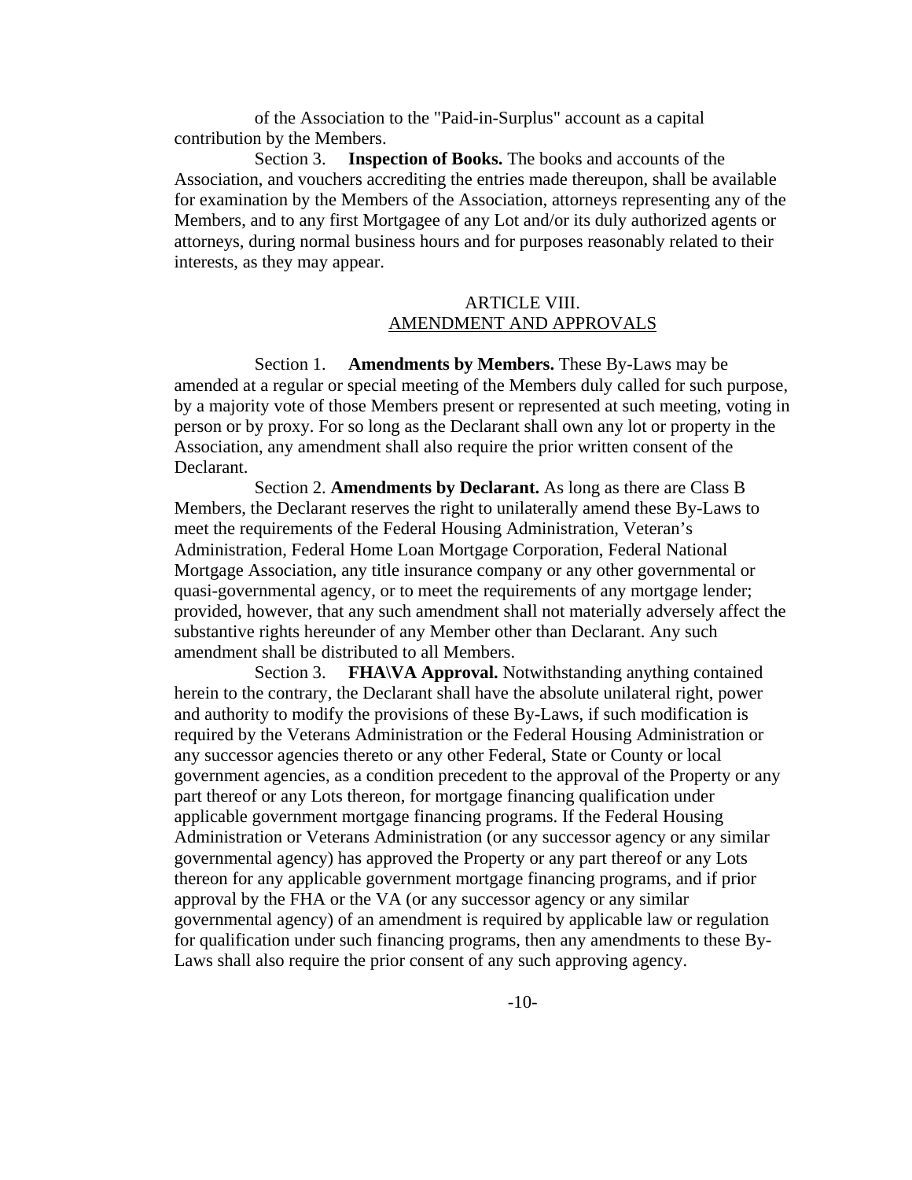of the Association to the "Paid-in-Surplus" account as a capital contribution by the Members.

Section 3. **Inspection of Books.** The books and accounts of the Association, and vouchers accrediting the entries made thereupon, shall be available for examination by the Members of the Association, attorneys representing any of the Members, and to any first Mortgagee of any Lot and/or its duly authorized agents or attorneys, during normal business hours and for purposes reasonably related to their interests, as they may appear.

## ARTICLE VIII.
## AMENDMENT AND APPROVALS

Section 1. **Amendments by Members.** These By-Laws may be amended at a regular or special meeting of the Members duly called for such purpose, by a majority vote of those Members present or represented at such meeting, voting in person or by proxy. For so long as the Declarant shall own any lot or property in the Association, any amendment shall also require the prior written consent of the Declarant.

Section 2. **Amendments by Declarant.** As long as there are Class B Members, the Declarant reserves the right to unilaterally amend these By-Laws to meet the requirements of the Federal Housing Administration, Veteran's Administration, Federal Home Loan Mortgage Corporation, Federal National Mortgage Association, any title insurance company or any other governmental or quasi-governmental agency, or to meet the requirements of any mortgage lender; provided, however, that any such amendment shall not materially adversely affect the substantive rights hereunder of any Member other than Declarant. Any such amendment shall be distributed to all Members.

Section 3. **FHA\VA Approval.** Notwithstanding anything contained herein to the contrary, the Declarant shall have the absolute unilateral right, power and authority to modify the provisions of these By-Laws, if such modification is required by the Veterans Administration or the Federal Housing Administration or any successor agencies thereto or any other Federal, State or County or local government agencies, as a condition precedent to the approval of the Property or any part thereof or any Lots thereon, for mortgage financing qualification under applicable government mortgage financing programs. If the Federal Housing Administration or Veterans Administration (or any successor agency or any similar governmental agency) has approved the Property or any part thereof or any Lots thereon for any applicable government mortgage financing programs, and if prior approval by the FHA or the VA (or any successor agency or any similar governmental agency) of an amendment is required by applicable law or regulation for qualification under such financing programs, then any amendments to these By-Laws shall also require the prior consent of any such approving agency.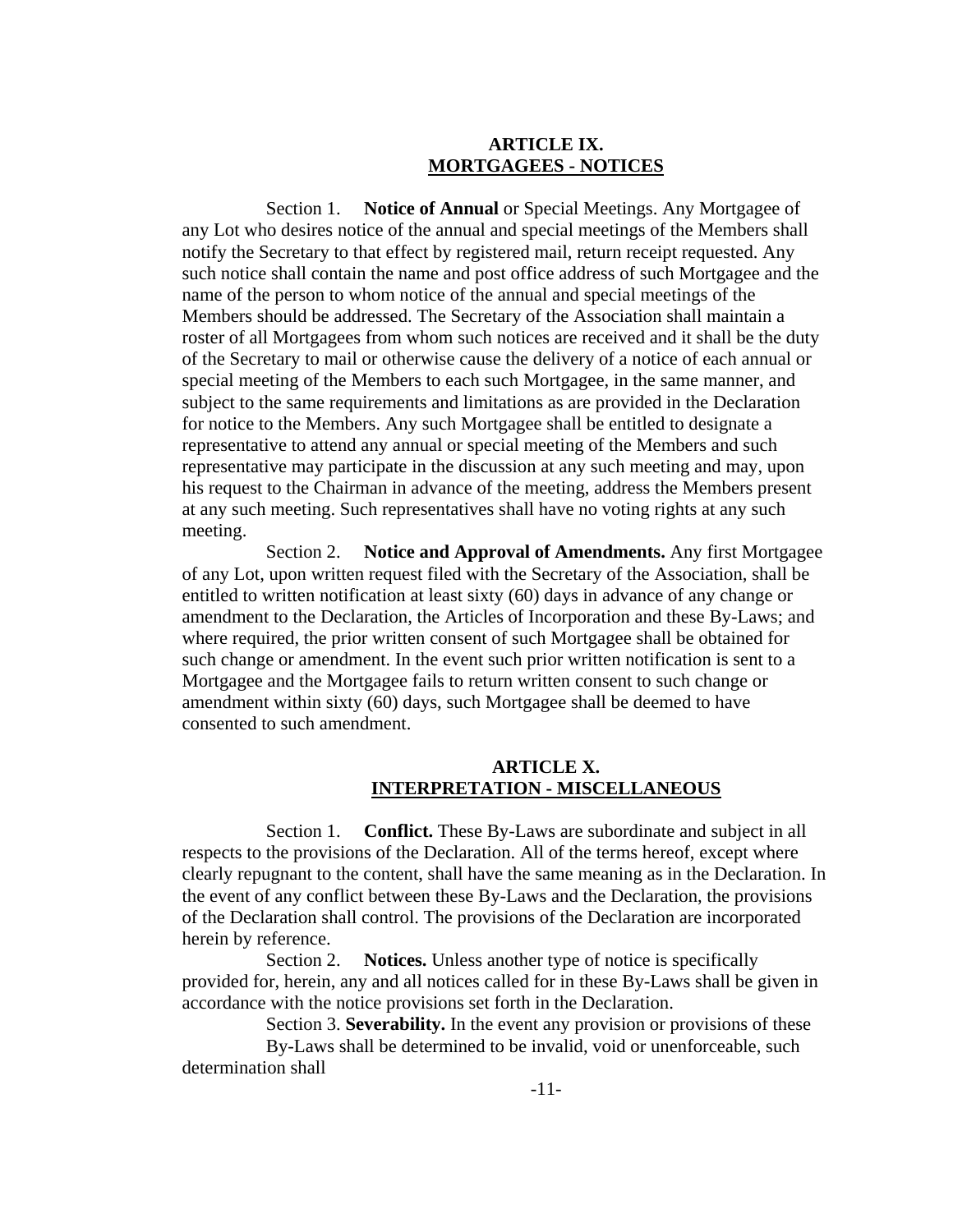## ARTICLE IX.
## MORTGAGEES - NOTICES

Section 1. **Notice of Annual** or Special Meetings. Any Mortgagee of any Lot who desires notice of the annual and special meetings of the Members shall notify the Secretary to that effect by registered mail, return receipt requested. Any such notice shall contain the name and post office address of such Mortgagee and the name of the person to whom notice of the annual and special meetings of the Members should be addressed. The Secretary of the Association shall maintain a roster of all Mortgagees from whom such notices are received and it shall be the duty of the Secretary to mail or otherwise cause the delivery of a notice of each annual or special meeting of the Members to each such Mortgagee, in the same manner, and subject to the same requirements and limitations as are provided in the Declaration for notice to the Members. Any such Mortgagee shall be entitled to designate a representative to attend any annual or special meeting of the Members and such representative may participate in the discussion at any such meeting and may, upon his request to the Chairman in advance of the meeting, address the Members present at any such meeting. Such representatives shall have no voting rights at any such meeting.

Section 2. **Notice and Approval of Amendments.** Any first Mortgagee of any Lot, upon written request filed with the Secretary of the Association, shall be entitled to written notification at least sixty (60) days in advance of any change or amendment to the Declaration, the Articles of Incorporation and these By-Laws; and where required, the prior written consent of such Mortgagee shall be obtained for such change or amendment. In the event such prior written notification is sent to a Mortgagee and the Mortgagee fails to return written consent to such change or amendment within sixty (60) days, such Mortgagee shall be deemed to have consented to such amendment.

## ARTICLE X.
## INTERPRETATION - MISCELLANEOUS

Section 1. **Conflict.** These By-Laws are subordinate and subject in all respects to the provisions of the Declaration. All of the terms hereof, except where clearly repugnant to the content, shall have the same meaning as in the Declaration. In the event of any conflict between these By-Laws and the Declaration, the provisions of the Declaration shall control. The provisions of the Declaration are incorporated herein by reference.

Section 2. **Notices.** Unless another type of notice is specifically provided for, herein, any and all notices called for in these By-Laws shall be given in accordance with the notice provisions set forth in the Declaration.

Section 3. **Severability.** In the event any provision or provisions of these By-Laws shall be determined to be invalid, void or unenforceable, such determination shall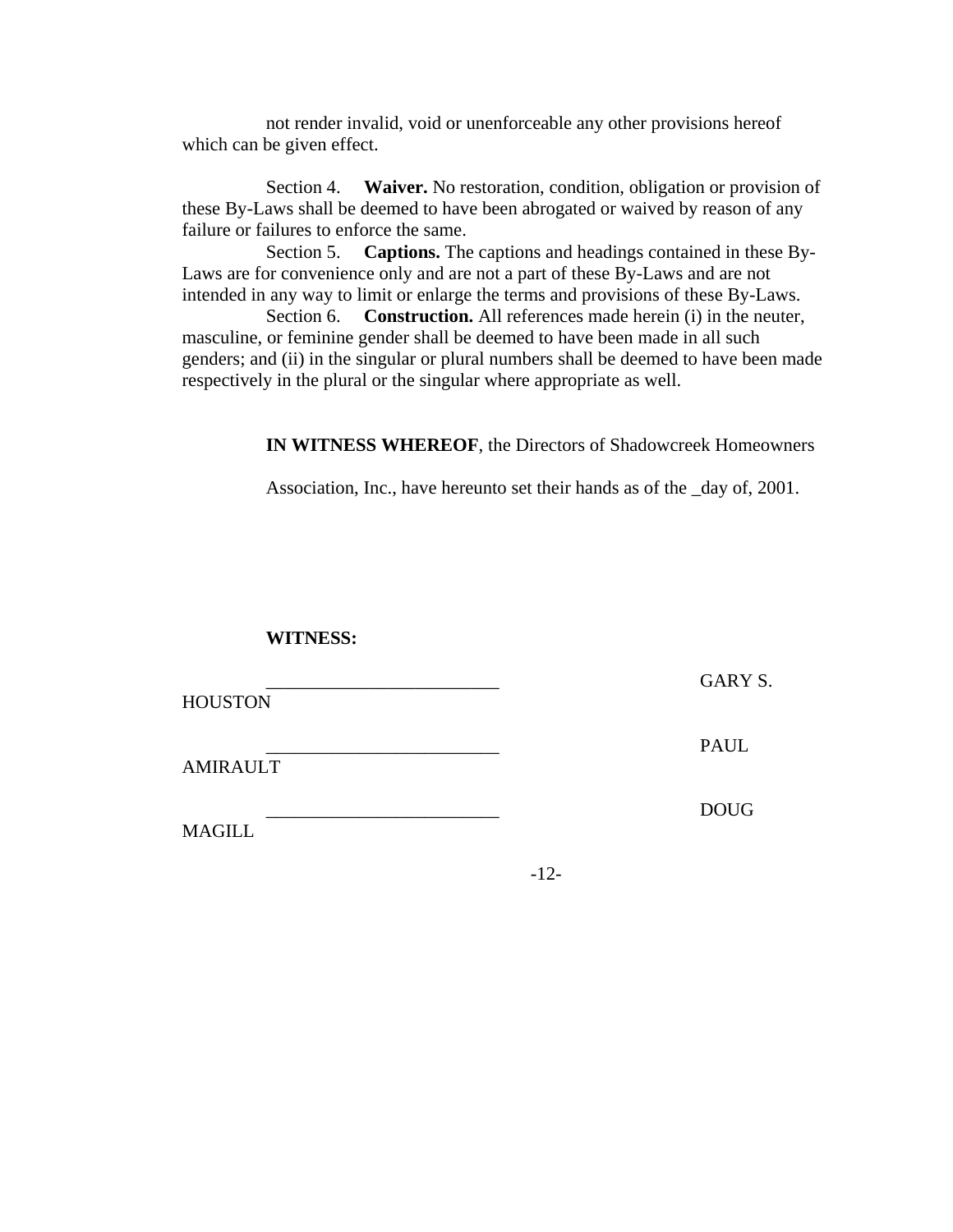not render invalid, void or unenforceable any other provisions hereof which can be given effect.

Section 4. **Waiver.** No restoration, condition, obligation or provision of these By-Laws shall be deemed to have been abrogated or waived by reason of any failure or failures to enforce the same.

Section 5. **Captions.** The captions and headings contained in these By-Laws are for convenience only and are not a part of these By-Laws and are not intended in any way to limit or enlarge the terms and provisions of these By-Laws.

Section 6. **Construction.** All references made herein (i) in the neuter, masculine, or feminine gender shall be deemed to have been made in all such genders; and (ii) in the singular or plural numbers shall be deemed to have been made respectively in the plural or the singular where appropriate as well.

**IN WITNESS WHEREOF**, the Directors of Shadowcreek Homeowners Association, Inc., have hereunto set their hands as of the _day of, 2001.

**WITNESS:**

_________________________ GARY S. HOUSTON

_________________________ PAUL AMIRAULT

_________________________ DOUG MAGILL